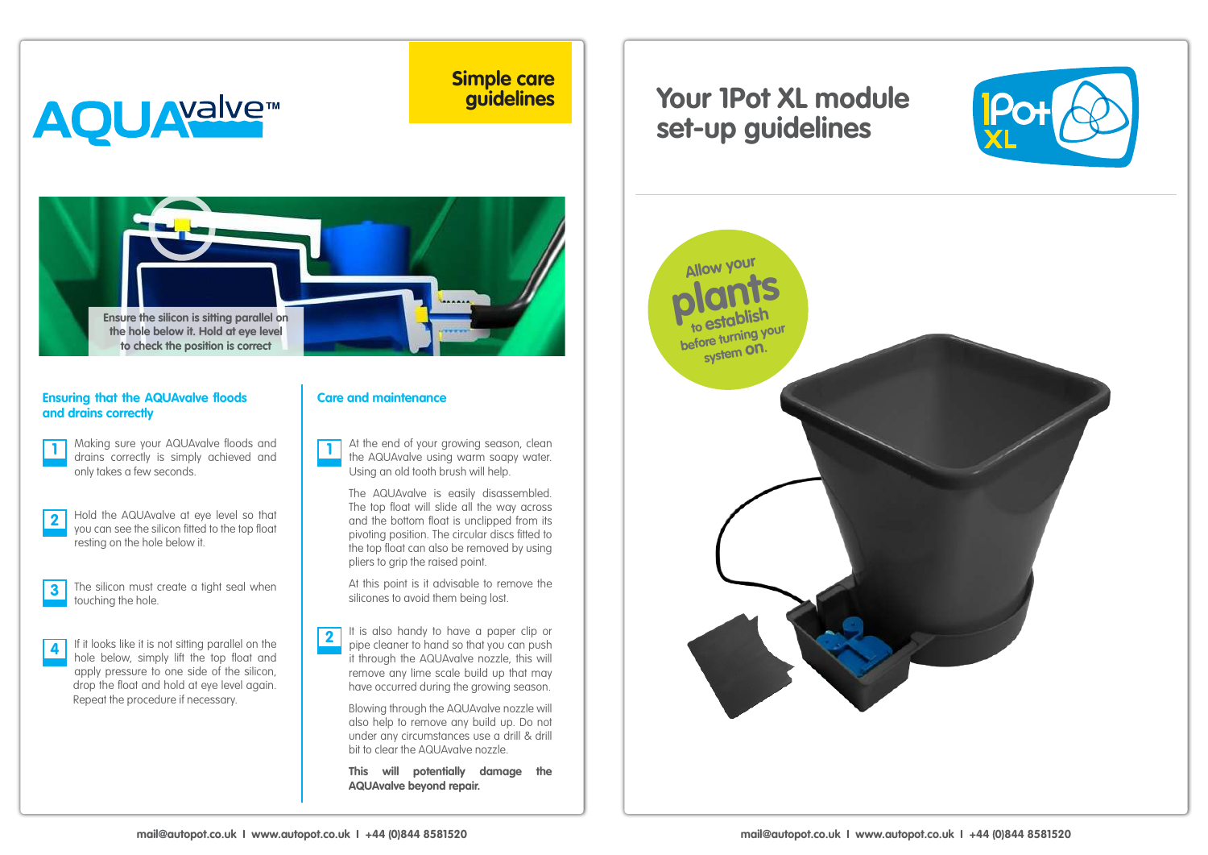# AQUAvalve™

## Simple care guidelines

Ensure the silicon is sitting parallel on the hole below it. Hold at eye level to check the position is correct

### Ensuring that the AQUAvalve floods and drains correctly

1. Making sure your AQUAvalve floods and drains correctly is simply achieved and only takes a few seconds.

2. Hold the AQUAvalve at eye level so that you can see the silicon fitted to the top float resting on the hole below it.

3. The silicon must create a tight seal when touching the hole.

4. If it looks like it is not sitting parallel on the hole below, simply lift the top float and apply pressure to one side of the silicon, drop the float and hold at eye level again. Repeat the procedure if necessary.

### Care and maintenance

1. At the end of your growing season, clean the AQUAvalve using warm soapy water. Using an old tooth brush will help.

   The AQUAvalve is easily disassembled. The top float will slide all the way across and the bottom float is unclipped from its pivoting position. The circular discs fitted to the top float can also be removed by using pliers to grip the raised point.

   At this point is it advisable to remove the silicones to avoid them being lost.

2. It is also handy to have a paper clip or pipe cleaner to hand so that you can push it through the AQUAvalve nozzle, this will remove any lime scale build up that may have occurred during the growing season.

   Blowing through the AQUAvalve nozzle will also help to remove any build up. Do not under any circumstances use a drill & drill bit to clear the AQUAvalve nozzle.

   **This will potentially damage the AQUAvalve beyond repair.**

# Your 1Pot XL module set-up guidelines

Allow your plants to establish before turning your system on.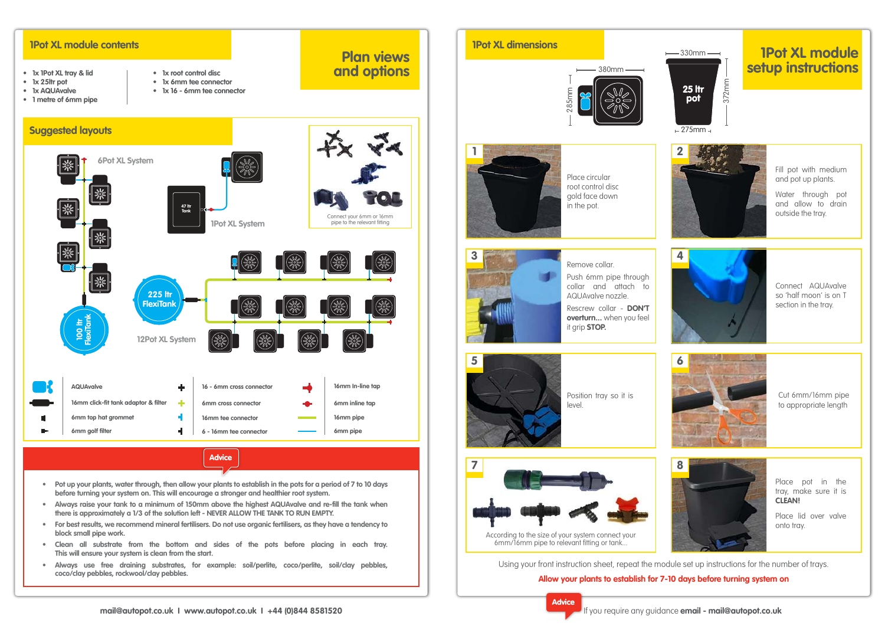## 1Pot XL module contents

- 1x 1Pot XL tray & lid
- 1x 25ltr pot
- 1x AQUAvalve
- 1 metre of 6mm pipe
- 1x root control disc
- 1x 6mm tee connector
- 1x 16 - 6mm tee connector

# Plan views and options

## Suggested layouts

6Pot XL System

100 ltr FlexiTank

1Pot XL System

47 ltr Tank

225 ltr FlexiTank

12Pot XL System

Connect your 6mm or 16mm pipe to the relevant fitting

| | | | | | |
|---|---|---|---|---|---|
| AQUAvalve | 16 - 6mm cross connector | 16mm In-line tap |
| 16mm click-fit tank adaptor & filter | 6mm cross connector | 6mm inline tap |
| 6mm top hat grommet | 16mm tee connector | 16mm pipe |
| 6mm golf filter | 6 - 16mm tee connector | 6mm pipe |

### Advice

- Pot up your plants, water through, then allow your plants to establish in the pots for a period of 7 to 10 days before turning your system on. This will encourage a stronger and healthier root system.
- Always raise your tank to a minimum of 150mm above the highest AQUAvalve and re-fill the tank when there is approximately a 1/3 of the solution left - NEVER ALLOW THE TANK TO RUN EMPTY.
- For best results, we recommend mineral fertilisers. Do not use organic fertilisers, as they have a tendency to block small pipe work.
- Clean all substrate from the bottom and sides of the pots before placing in each tray. This will ensure your system is clean from the start.
- Always use free draining substrates, for example: soil/perlite, coco/perlite, soil/clay pebbles, coco/clay pebbles, rockwool/clay pebbles.

mail@autopot.co.uk I www.autopot.co.uk I +44 (0)844 8581520

## 1Pot XL dimensions

380mm

285mm

330mm

25 ltr pot

372mm

275mm

# 1Pot XL module setup instructions

**1** Place circular root control disc gold face down in the pot.

**2** Fill pot with medium and pot up plants.

Water through pot and allow to drain outside the tray.

**3** Remove collar.

Push 6mm pipe through collar and attach to AQUAvalve nozzle.

Rescrew collar - **DON'T overturn...** when you feel it grip **STOP.**

**4** Connect AQUAvalve so 'half moon' is on T section in the tray.

**5** Position tray so it is level.

**6** Cut 6mm/16mm pipe to appropriate length

**7** According to the size of your system connect your 6mm/16mm pipe to relevant fitting or tank...

**8** Place pot in the tray, make sure it is **CLEAN!**

Place lid over valve onto tray.

Using your front instruction sheet, repeat the module set up instructions for the number of trays.

**Allow your plants to establish for 7-10 days before turning system on**

**Advice** If you require any guidance **email - mail@autopot.co.uk**